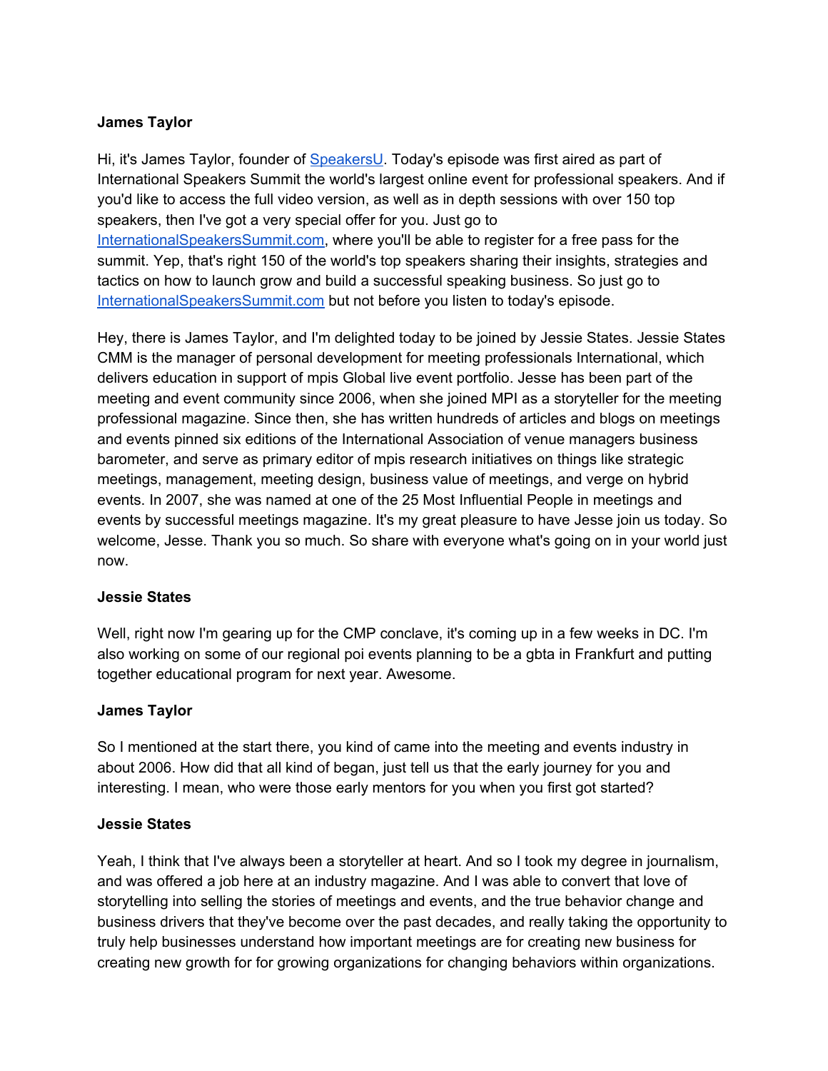**James Taylor**

Hi, it's James Taylor, founder of [SpeakersU](SpeakersU). Today's episode was first aired as part of International Speakers Summit the world's largest online event for professional speakers. And if you'd like to access the full video version, as well as in depth sessions with over 150 top speakers, then I've got a very special offer for you. Just go to [InternationalSpeakersSummit.com](InternationalSpeakersSummit.com), where you'll be able to register for a free pass for the summit. Yep, that's right 150 of the world's top speakers sharing their insights, strategies and tactics on how to launch grow and build a successful speaking business. So just go to [InternationalSpeakersSummit.com](InternationalSpeakersSummit.com) but not before you listen to today's episode.

Hey, there is James Taylor, and I'm delighted today to be joined by Jessie States. Jessie States CMM is the manager of personal development for meeting professionals International, which delivers education in support of mpis Global live event portfolio. Jesse has been part of the meeting and event community since 2006, when she joined MPI as a storyteller for the meeting professional magazine. Since then, she has written hundreds of articles and blogs on meetings and events pinned six editions of the International Association of venue managers business barometer, and serve as primary editor of mpis research initiatives on things like strategic meetings, management, meeting design, business value of meetings, and verge on hybrid events. In 2007, she was named at one of the 25 Most Influential People in meetings and events by successful meetings magazine. It's my great pleasure to have Jesse join us today. So welcome, Jesse. Thank you so much. So share with everyone what's going on in your world just now.

**Jessie States**

Well, right now I'm gearing up for the CMP conclave, it's coming up in a few weeks in DC. I'm also working on some of our regional poi events planning to be a gbta in Frankfurt and putting together educational program for next year. Awesome.

**James Taylor**

So I mentioned at the start there, you kind of came into the meeting and events industry in about 2006. How did that all kind of began, just tell us that the early journey for you and interesting. I mean, who were those early mentors for you when you first got started?

**Jessie States**

Yeah, I think that I've always been a storyteller at heart. And so I took my degree in journalism, and was offered a job here at an industry magazine. And I was able to convert that love of storytelling into selling the stories of meetings and events, and the true behavior change and business drivers that they've become over the past decades, and really taking the opportunity to truly help businesses understand how important meetings are for creating new business for creating new growth for for growing organizations for changing behaviors within organizations.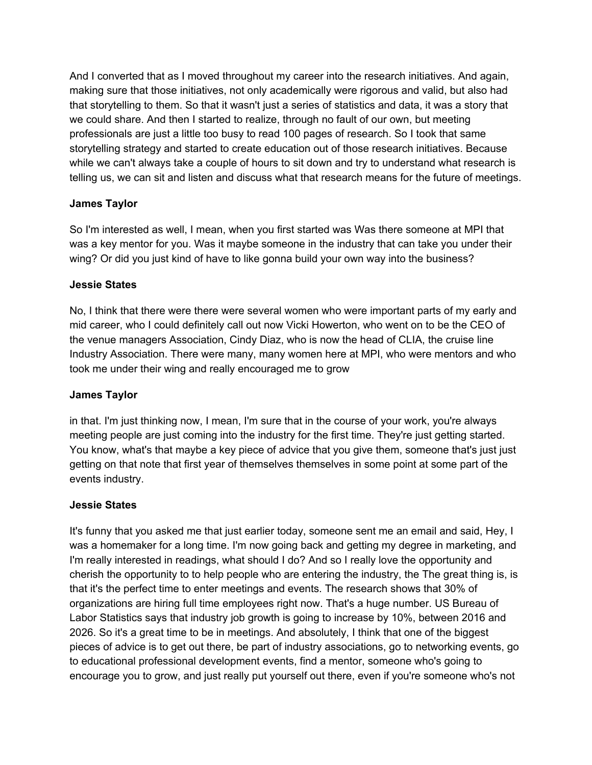And I converted that as I moved throughout my career into the research initiatives. And again, making sure that those initiatives, not only academically were rigorous and valid, but also had that storytelling to them. So that it wasn't just a series of statistics and data, it was a story that we could share. And then I started to realize, through no fault of our own, but meeting professionals are just a little too busy to read 100 pages of research. So I took that same storytelling strategy and started to create education out of those research initiatives. Because while we can't always take a couple of hours to sit down and try to understand what research is telling us, we can sit and listen and discuss what that research means for the future of meetings.

**James Taylor**

So I'm interested as well, I mean, when you first started was Was there someone at MPI that was a key mentor for you. Was it maybe someone in the industry that can take you under their wing? Or did you just kind of have to like gonna build your own way into the business?

**Jessie States**

No, I think that there were there were several women who were important parts of my early and mid career, who I could definitely call out now Vicki Howerton, who went on to be the CEO of the venue managers Association, Cindy Diaz, who is now the head of CLIA, the cruise line Industry Association. There were many, many women here at MPI, who were mentors and who took me under their wing and really encouraged me to grow

**James Taylor**

in that. I'm just thinking now, I mean, I'm sure that in the course of your work, you're always meeting people are just coming into the industry for the first time. They're just getting started. You know, what's that maybe a key piece of advice that you give them, someone that's just just getting on that note that first year of themselves themselves in some point at some part of the events industry.

**Jessie States**

It's funny that you asked me that just earlier today, someone sent me an email and said, Hey, I was a homemaker for a long time. I'm now going back and getting my degree in marketing, and I'm really interested in readings, what should I do? And so I really love the opportunity and cherish the opportunity to to help people who are entering the industry, the The great thing is, is that it's the perfect time to enter meetings and events. The research shows that 30% of organizations are hiring full time employees right now. That's a huge number. US Bureau of Labor Statistics says that industry job growth is going to increase by 10%, between 2016 and 2026. So it's a great time to be in meetings. And absolutely, I think that one of the biggest pieces of advice is to get out there, be part of industry associations, go to networking events, go to educational professional development events, find a mentor, someone who's going to encourage you to grow, and just really put yourself out there, even if you're someone who's not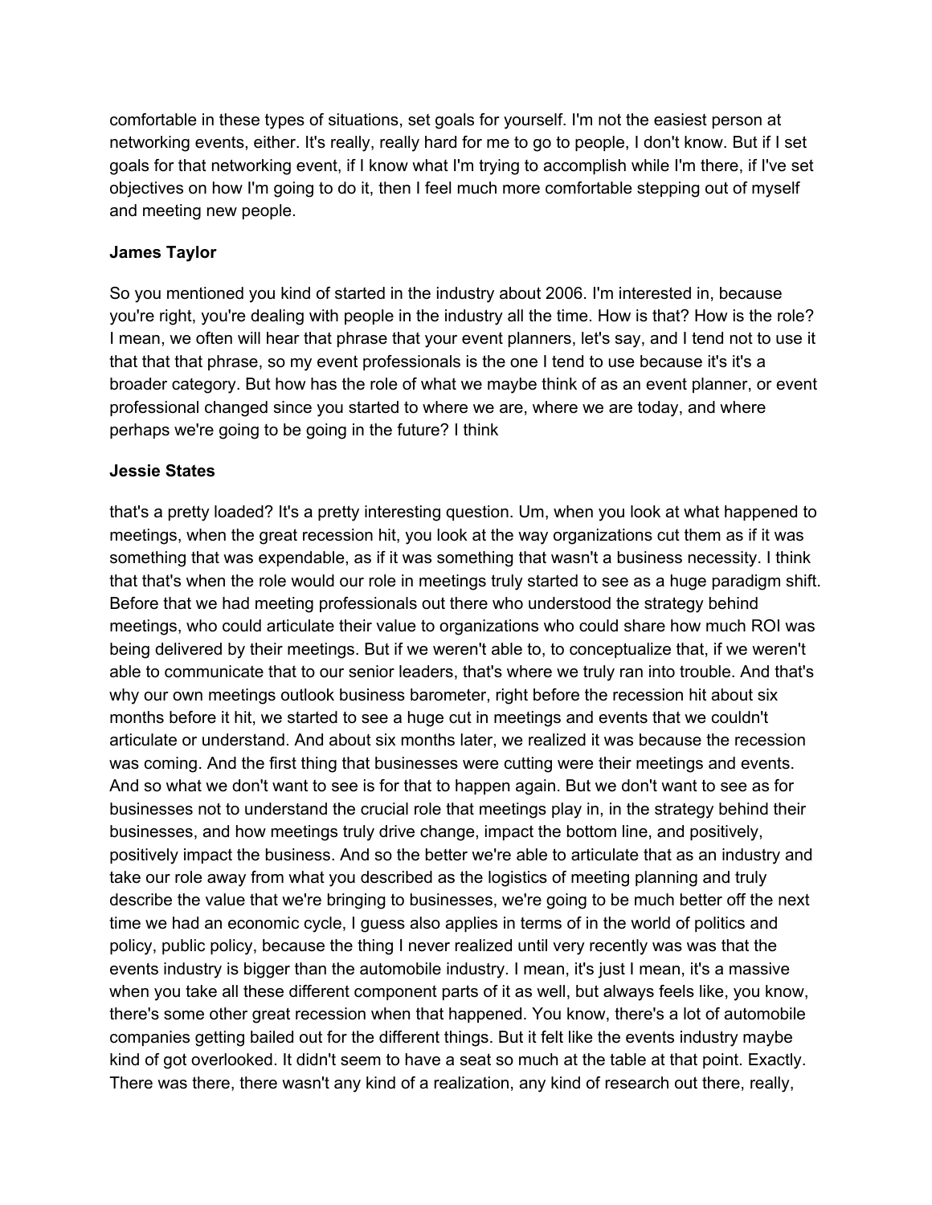comfortable in these types of situations, set goals for yourself. I'm not the easiest person at networking events, either. It's really, really hard for me to go to people, I don't know. But if I set goals for that networking event, if I know what I'm trying to accomplish while I'm there, if I've set objectives on how I'm going to do it, then I feel much more comfortable stepping out of myself and meeting new people.

**James Taylor**

So you mentioned you kind of started in the industry about 2006. I'm interested in, because you're right, you're dealing with people in the industry all the time. How is that? How is the role? I mean, we often will hear that phrase that your event planners, let's say, and I tend not to use it that that that phrase, so my event professionals is the one I tend to use because it's it's a broader category. But how has the role of what we maybe think of as an event planner, or event professional changed since you started to where we are, where we are today, and where perhaps we're going to be going in the future? I think

**Jessie States**

that's a pretty loaded? It's a pretty interesting question. Um, when you look at what happened to meetings, when the great recession hit, you look at the way organizations cut them as if it was something that was expendable, as if it was something that wasn't a business necessity. I think that that's when the role would our role in meetings truly started to see as a huge paradigm shift. Before that we had meeting professionals out there who understood the strategy behind meetings, who could articulate their value to organizations who could share how much ROI was being delivered by their meetings. But if we weren't able to, to conceptualize that, if we weren't able to communicate that to our senior leaders, that's where we truly ran into trouble. And that's why our own meetings outlook business barometer, right before the recession hit about six months before it hit, we started to see a huge cut in meetings and events that we couldn't articulate or understand. And about six months later, we realized it was because the recession was coming. And the first thing that businesses were cutting were their meetings and events. And so what we don't want to see is for that to happen again. But we don't want to see as for businesses not to understand the crucial role that meetings play in, in the strategy behind their businesses, and how meetings truly drive change, impact the bottom line, and positively, positively impact the business. And so the better we're able to articulate that as an industry and take our role away from what you described as the logistics of meeting planning and truly describe the value that we're bringing to businesses, we're going to be much better off the next time we had an economic cycle, I guess also applies in terms of in the world of politics and policy, public policy, because the thing I never realized until very recently was was that the events industry is bigger than the automobile industry. I mean, it's just I mean, it's a massive when you take all these different component parts of it as well, but always feels like, you know, there's some other great recession when that happened. You know, there's a lot of automobile companies getting bailed out for the different things. But it felt like the events industry maybe kind of got overlooked. It didn't seem to have a seat so much at the table at that point. Exactly. There was there, there wasn't any kind of a realization, any kind of research out there, really,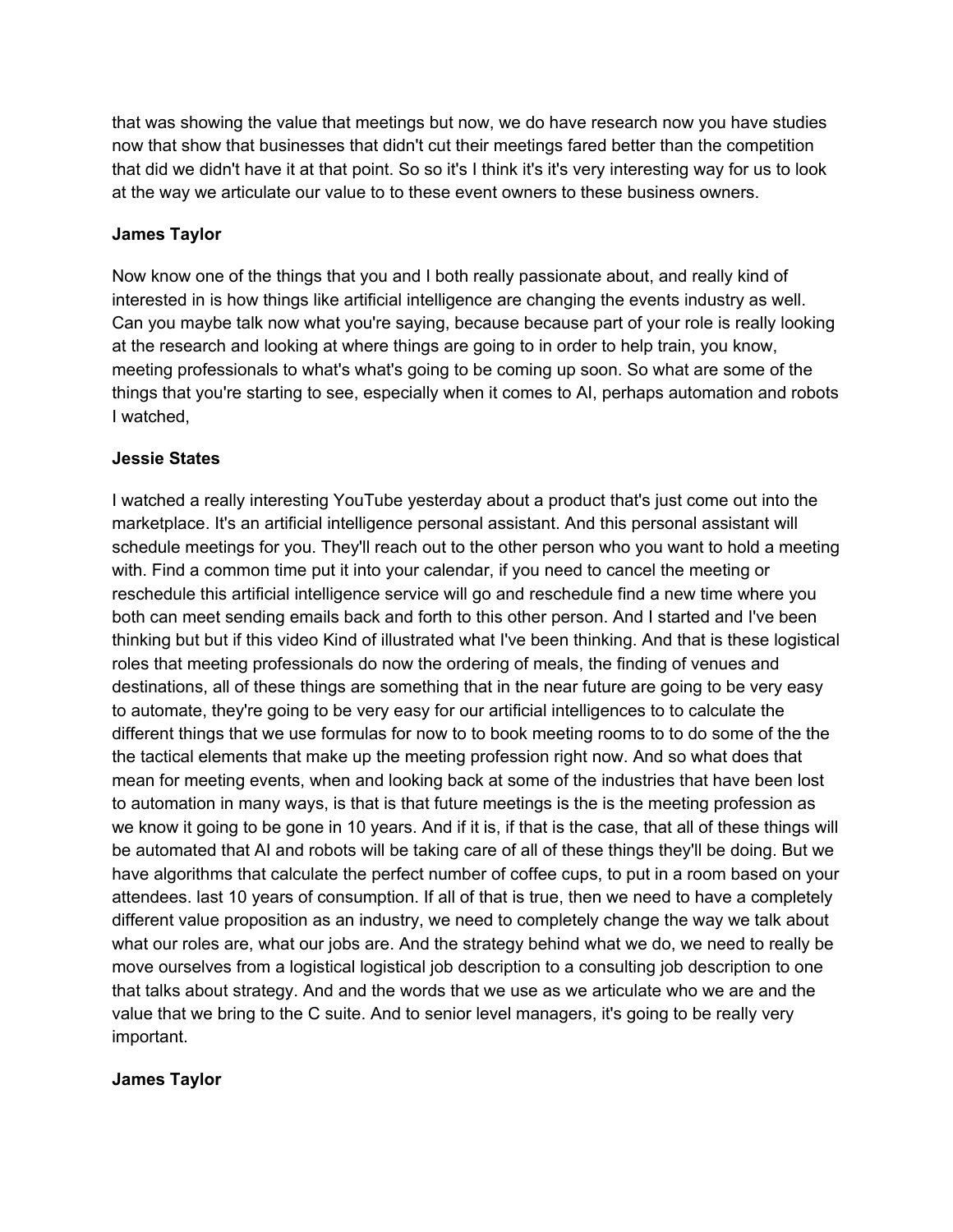that was showing the value that meetings but now, we do have research now you have studies now that show that businesses that didn't cut their meetings fared better than the competition that did we didn't have it at that point. So so it's I think it's it's very interesting way for us to look at the way we articulate our value to to these event owners to these business owners.

**James Taylor**

Now know one of the things that you and I both really passionate about, and really kind of interested in is how things like artificial intelligence are changing the events industry as well. Can you maybe talk now what you're saying, because because part of your role is really looking at the research and looking at where things are going to in order to help train, you know, meeting professionals to what's what's going to be coming up soon. So what are some of the things that you're starting to see, especially when it comes to AI, perhaps automation and robots I watched,

**Jessie States**

I watched a really interesting YouTube yesterday about a product that's just come out into the marketplace. It's an artificial intelligence personal assistant. And this personal assistant will schedule meetings for you. They'll reach out to the other person who you want to hold a meeting with. Find a common time put it into your calendar, if you need to cancel the meeting or reschedule this artificial intelligence service will go and reschedule find a new time where you both can meet sending emails back and forth to this other person. And I started and I've been thinking but but if this video Kind of illustrated what I've been thinking. And that is these logistical roles that meeting professionals do now the ordering of meals, the finding of venues and destinations, all of these things are something that in the near future are going to be very easy to automate, they're going to be very easy for our artificial intelligences to to calculate the different things that we use formulas for now to to book meeting rooms to to do some of the the the tactical elements that make up the meeting profession right now. And so what does that mean for meeting events, when and looking back at some of the industries that have been lost to automation in many ways, is that is that future meetings is the is the meeting profession as we know it going to be gone in 10 years. And if it is, if that is the case, that all of these things will be automated that AI and robots will be taking care of all of these things they'll be doing. But we have algorithms that calculate the perfect number of coffee cups, to put in a room based on your attendees. last 10 years of consumption. If all of that is true, then we need to have a completely different value proposition as an industry, we need to completely change the way we talk about what our roles are, what our jobs are. And the strategy behind what we do, we need to really be move ourselves from a logistical logistical job description to a consulting job description to one that talks about strategy. And and the words that we use as we articulate who we are and the value that we bring to the C suite. And to senior level managers, it's going to be really very important.

**James Taylor**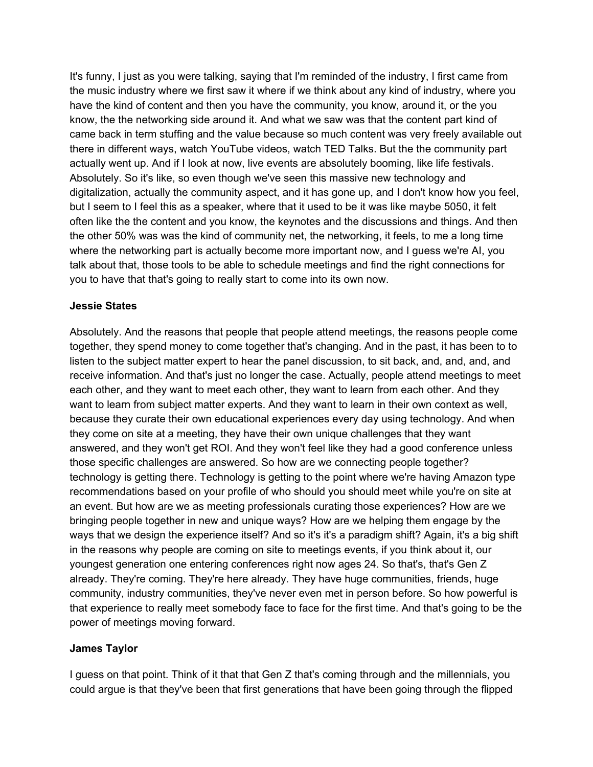It's funny, I just as you were talking, saying that I'm reminded of the industry, I first came from the music industry where we first saw it where if we think about any kind of industry, where you have the kind of content and then you have the community, you know, around it, or the you know, the the networking side around it. And what we saw was that the content part kind of came back in term stuffing and the value because so much content was very freely available out there in different ways, watch YouTube videos, watch TED Talks. But the the community part actually went up. And if I look at now, live events are absolutely booming, like life festivals. Absolutely. So it's like, so even though we've seen this massive new technology and digitalization, actually the community aspect, and it has gone up, and I don't know how you feel, but I seem to I feel this as a speaker, where that it used to be it was like maybe 5050, it felt often like the the content and you know, the keynotes and the discussions and things. And then the other 50% was was the kind of community net, the networking, it feels, to me a long time where the networking part is actually become more important now, and I guess we're AI, you talk about that, those tools to be able to schedule meetings and find the right connections for you to have that that's going to really start to come into its own now.

**Jessie States**

Absolutely. And the reasons that people that people attend meetings, the reasons people come together, they spend money to come together that's changing. And in the past, it has been to to listen to the subject matter expert to hear the panel discussion, to sit back, and, and, and, and receive information. And that's just no longer the case. Actually, people attend meetings to meet each other, and they want to meet each other, they want to learn from each other. And they want to learn from subject matter experts. And they want to learn in their own context as well, because they curate their own educational experiences every day using technology. And when they come on site at a meeting, they have their own unique challenges that they want answered, and they won't get ROI. And they won't feel like they had a good conference unless those specific challenges are answered. So how are we connecting people together? technology is getting there. Technology is getting to the point where we're having Amazon type recommendations based on your profile of who should you should meet while you're on site at an event. But how are we as meeting professionals curating those experiences? How are we bringing people together in new and unique ways? How are we helping them engage by the ways that we design the experience itself? And so it's it's a paradigm shift? Again, it's a big shift in the reasons why people are coming on site to meetings events, if you think about it, our youngest generation one entering conferences right now ages 24. So that's, that's Gen Z already. They're coming. They're here already. They have huge communities, friends, huge community, industry communities, they've never even met in person before. So how powerful is that experience to really meet somebody face to face for the first time. And that's going to be the power of meetings moving forward.

**James Taylor**

I guess on that point. Think of it that that Gen Z that's coming through and the millennials, you could argue is that they've been that first generations that have been going through the flipped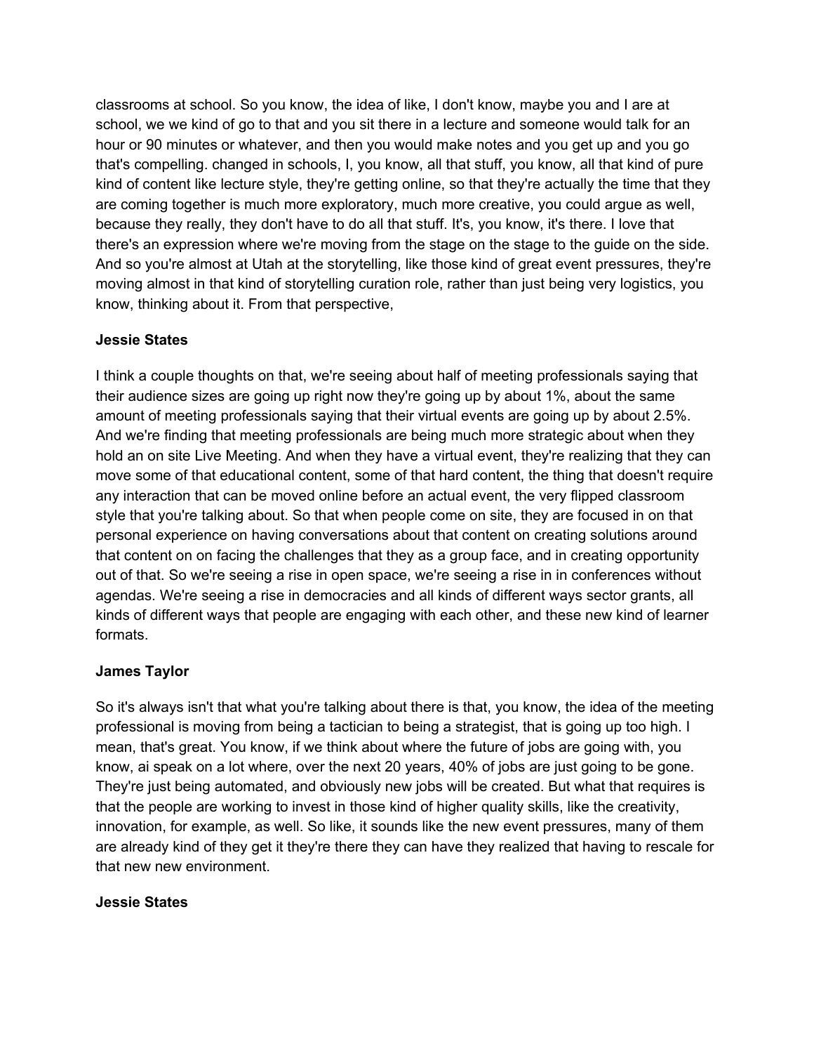classrooms at school. So you know, the idea of like, I don't know, maybe you and I are at school, we we kind of go to that and you sit there in a lecture and someone would talk for an hour or 90 minutes or whatever, and then you would make notes and you get up and you go that's compelling. changed in schools, I, you know, all that stuff, you know, all that kind of pure kind of content like lecture style, they're getting online, so that they're actually the time that they are coming together is much more exploratory, much more creative, you could argue as well, because they really, they don't have to do all that stuff. It's, you know, it's there. I love that there's an expression where we're moving from the stage on the stage to the guide on the side. And so you're almost at Utah at the storytelling, like those kind of great event pressures, they're moving almost in that kind of storytelling curation role, rather than just being very logistics, you know, thinking about it. From that perspective,

**Jessie States**

I think a couple thoughts on that, we're seeing about half of meeting professionals saying that their audience sizes are going up right now they're going up by about 1%, about the same amount of meeting professionals saying that their virtual events are going up by about 2.5%. And we're finding that meeting professionals are being much more strategic about when they hold an on site Live Meeting. And when they have a virtual event, they're realizing that they can move some of that educational content, some of that hard content, the thing that doesn't require any interaction that can be moved online before an actual event, the very flipped classroom style that you're talking about. So that when people come on site, they are focused in on that personal experience on having conversations about that content on creating solutions around that content on on facing the challenges that they as a group face, and in creating opportunity out of that. So we're seeing a rise in open space, we're seeing a rise in in conferences without agendas. We're seeing a rise in democracies and all kinds of different ways sector grants, all kinds of different ways that people are engaging with each other, and these new kind of learner formats.

**James Taylor**

So it's always isn't that what you're talking about there is that, you know, the idea of the meeting professional is moving from being a tactician to being a strategist, that is going up too high. I mean, that's great. You know, if we think about where the future of jobs are going with, you know, ai speak on a lot where, over the next 20 years, 40% of jobs are just going to be gone. They're just being automated, and obviously new jobs will be created. But what that requires is that the people are working to invest in those kind of higher quality skills, like the creativity, innovation, for example, as well. So like, it sounds like the new event pressures, many of them are already kind of they get it they're there they can have they realized that having to rescale for that new new environment.

**Jessie States**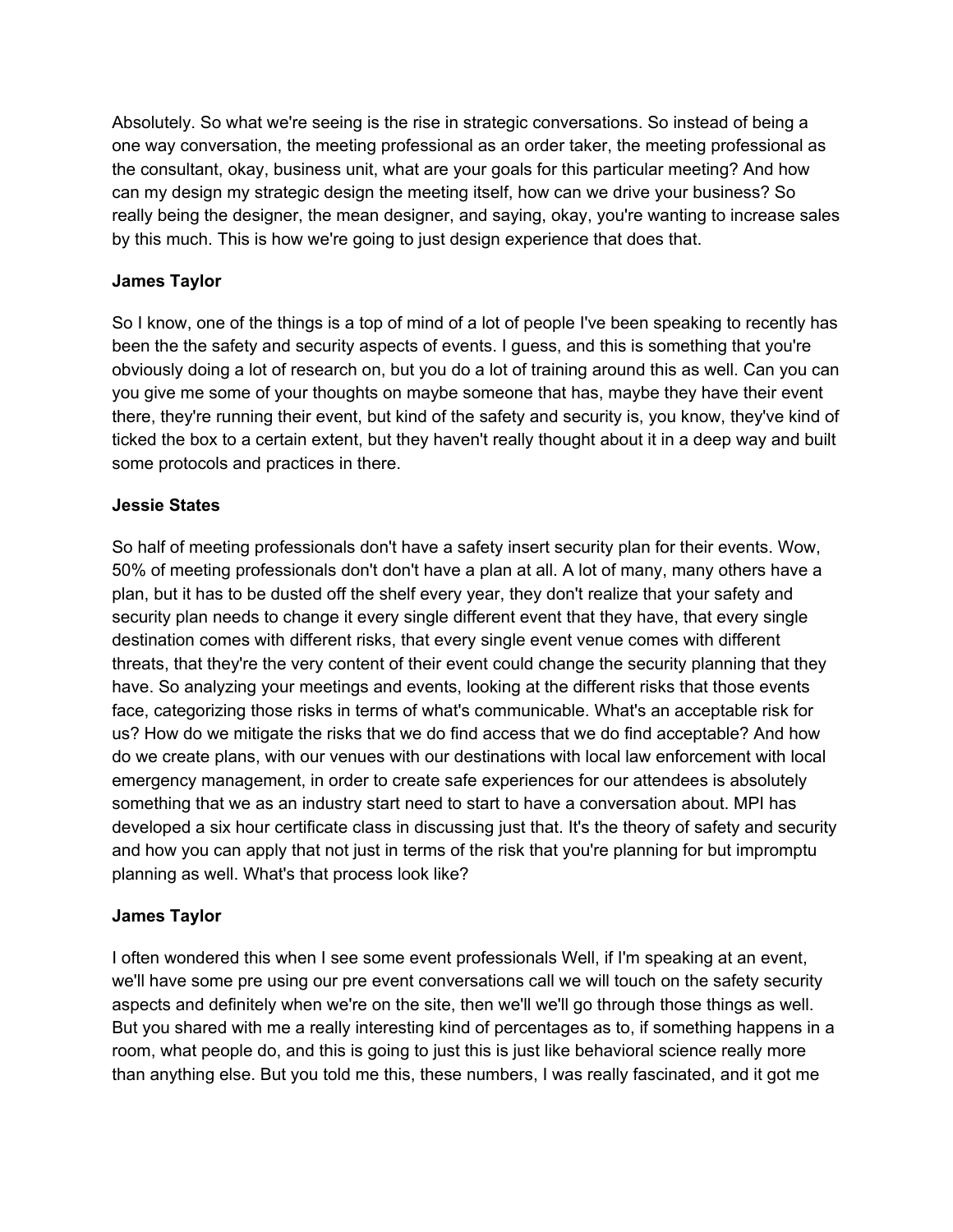Absolutely. So what we're seeing is the rise in strategic conversations. So instead of being a one way conversation, the meeting professional as an order taker, the meeting professional as the consultant, okay, business unit, what are your goals for this particular meeting? And how can my design my strategic design the meeting itself, how can we drive your business? So really being the designer, the mean designer, and saying, okay, you're wanting to increase sales by this much. This is how we're going to just design experience that does that.

**James Taylor**

So I know, one of the things is a top of mind of a lot of people I've been speaking to recently has been the the safety and security aspects of events. I guess, and this is something that you're obviously doing a lot of research on, but you do a lot of training around this as well. Can you can you give me some of your thoughts on maybe someone that has, maybe they have their event there, they're running their event, but kind of the safety and security is, you know, they've kind of ticked the box to a certain extent, but they haven't really thought about it in a deep way and built some protocols and practices in there.

**Jessie States**

So half of meeting professionals don't have a safety insert security plan for their events. Wow, 50% of meeting professionals don't don't have a plan at all. A lot of many, many others have a plan, but it has to be dusted off the shelf every year, they don't realize that your safety and security plan needs to change it every single different event that they have, that every single destination comes with different risks, that every single event venue comes with different threats, that they're the very content of their event could change the security planning that they have. So analyzing your meetings and events, looking at the different risks that those events face, categorizing those risks in terms of what's communicable. What's an acceptable risk for us? How do we mitigate the risks that we do find access that we do find acceptable? And how do we create plans, with our venues with our destinations with local law enforcement with local emergency management, in order to create safe experiences for our attendees is absolutely something that we as an industry start need to start to have a conversation about. MPI has developed a six hour certificate class in discussing just that. It's the theory of safety and security and how you can apply that not just in terms of the risk that you're planning for but impromptu planning as well. What's that process look like?

**James Taylor**

I often wondered this when I see some event professionals Well, if I'm speaking at an event, we'll have some pre using our pre event conversations call we will touch on the safety security aspects and definitely when we're on the site, then we'll we'll go through those things as well. But you shared with me a really interesting kind of percentages as to, if something happens in a room, what people do, and this is going to just this is just like behavioral science really more than anything else. But you told me this, these numbers, I was really fascinated, and it got me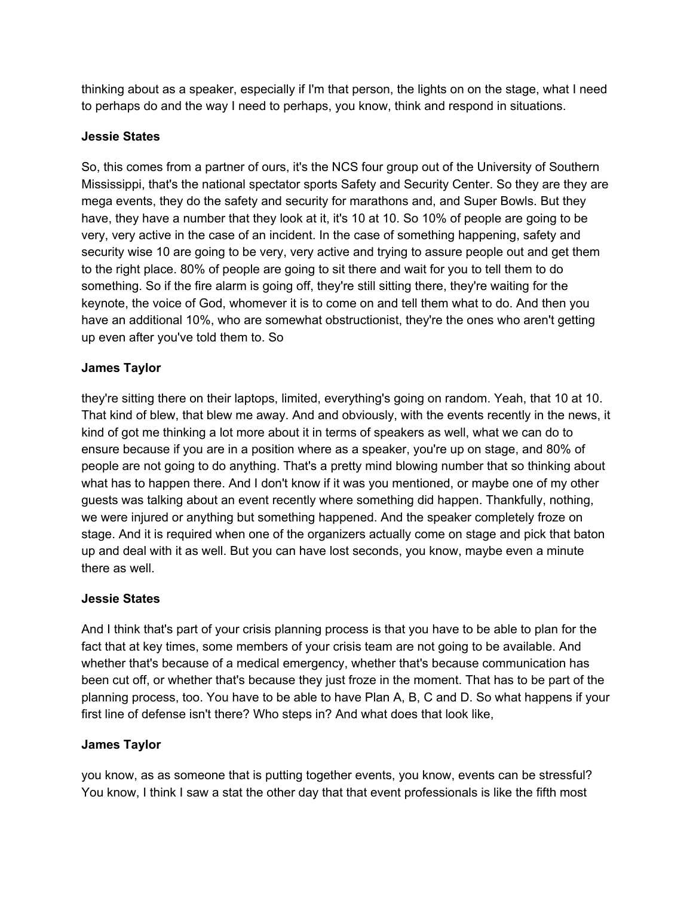thinking about as a speaker, especially if I'm that person, the lights on on the stage, what I need to perhaps do and the way I need to perhaps, you know, think and respond in situations.

**Jessie States**

So, this comes from a partner of ours, it's the NCS four group out of the University of Southern Mississippi, that's the national spectator sports Safety and Security Center. So they are they are mega events, they do the safety and security for marathons and, and Super Bowls. But they have, they have a number that they look at it, it's 10 at 10. So 10% of people are going to be very, very active in the case of an incident. In the case of something happening, safety and security wise 10 are going to be very, very active and trying to assure people out and get them to the right place. 80% of people are going to sit there and wait for you to tell them to do something. So if the fire alarm is going off, they're still sitting there, they're waiting for the keynote, the voice of God, whomever it is to come on and tell them what to do. And then you have an additional 10%, who are somewhat obstructionist, they're the ones who aren't getting up even after you've told them to. So

**James Taylor**

they're sitting there on their laptops, limited, everything's going on random. Yeah, that 10 at 10. That kind of blew, that blew me away. And and obviously, with the events recently in the news, it kind of got me thinking a lot more about it in terms of speakers as well, what we can do to ensure because if you are in a position where as a speaker, you're up on stage, and 80% of people are not going to do anything. That's a pretty mind blowing number that so thinking about what has to happen there. And I don't know if it was you mentioned, or maybe one of my other guests was talking about an event recently where something did happen. Thankfully, nothing, we were injured or anything but something happened. And the speaker completely froze on stage. And it is required when one of the organizers actually come on stage and pick that baton up and deal with it as well. But you can have lost seconds, you know, maybe even a minute there as well.

**Jessie States**

And I think that's part of your crisis planning process is that you have to be able to plan for the fact that at key times, some members of your crisis team are not going to be available. And whether that's because of a medical emergency, whether that's because communication has been cut off, or whether that's because they just froze in the moment. That has to be part of the planning process, too. You have to be able to have Plan A, B, C and D. So what happens if your first line of defense isn't there? Who steps in? And what does that look like,

**James Taylor**

you know, as as someone that is putting together events, you know, events can be stressful? You know, I think I saw a stat the other day that that event professionals is like the fifth most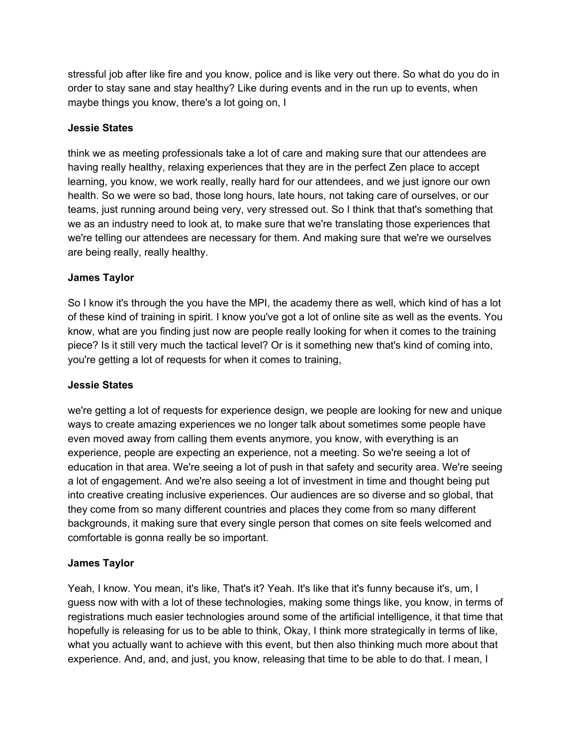stressful job after like fire and you know, police and is like very out there. So what do you do in order to stay sane and stay healthy? Like during events and in the run up to events, when maybe things you know, there's a lot going on, I

**Jessie States**

think we as meeting professionals take a lot of care and making sure that our attendees are having really healthy, relaxing experiences that they are in the perfect Zen place to accept learning, you know, we work really, really hard for our attendees, and we just ignore our own health. So we were so bad, those long hours, late hours, not taking care of ourselves, or our teams, just running around being very, very stressed out. So I think that that's something that we as an industry need to look at, to make sure that we're translating those experiences that we're telling our attendees are necessary for them. And making sure that we're we ourselves are being really, really healthy.

**James Taylor**

So I know it's through the you have the MPI, the academy there as well, which kind of has a lot of these kind of training in spirit. I know you've got a lot of online site as well as the events. You know, what are you finding just now are people really looking for when it comes to the training piece? Is it still very much the tactical level? Or is it something new that's kind of coming into, you're getting a lot of requests for when it comes to training,

**Jessie States**

we're getting a lot of requests for experience design, we people are looking for new and unique ways to create amazing experiences we no longer talk about sometimes some people have even moved away from calling them events anymore, you know, with everything is an experience, people are expecting an experience, not a meeting. So we're seeing a lot of education in that area. We're seeing a lot of push in that safety and security area. We're seeing a lot of engagement. And we're also seeing a lot of investment in time and thought being put into creative creating inclusive experiences. Our audiences are so diverse and so global, that they come from so many different countries and places they come from so many different backgrounds, it making sure that every single person that comes on site feels welcomed and comfortable is gonna really be so important.

**James Taylor**

Yeah, I know. You mean, it's like, That's it? Yeah. It's like that it's funny because it's, um, I guess now with with a lot of these technologies, making some things like, you know, in terms of registrations much easier technologies around some of the artificial intelligence, it that time that hopefully is releasing for us to be able to think, Okay, I think more strategically in terms of like, what you actually want to achieve with this event, but then also thinking much more about that experience. And, and, and just, you know, releasing that time to be able to do that. I mean, I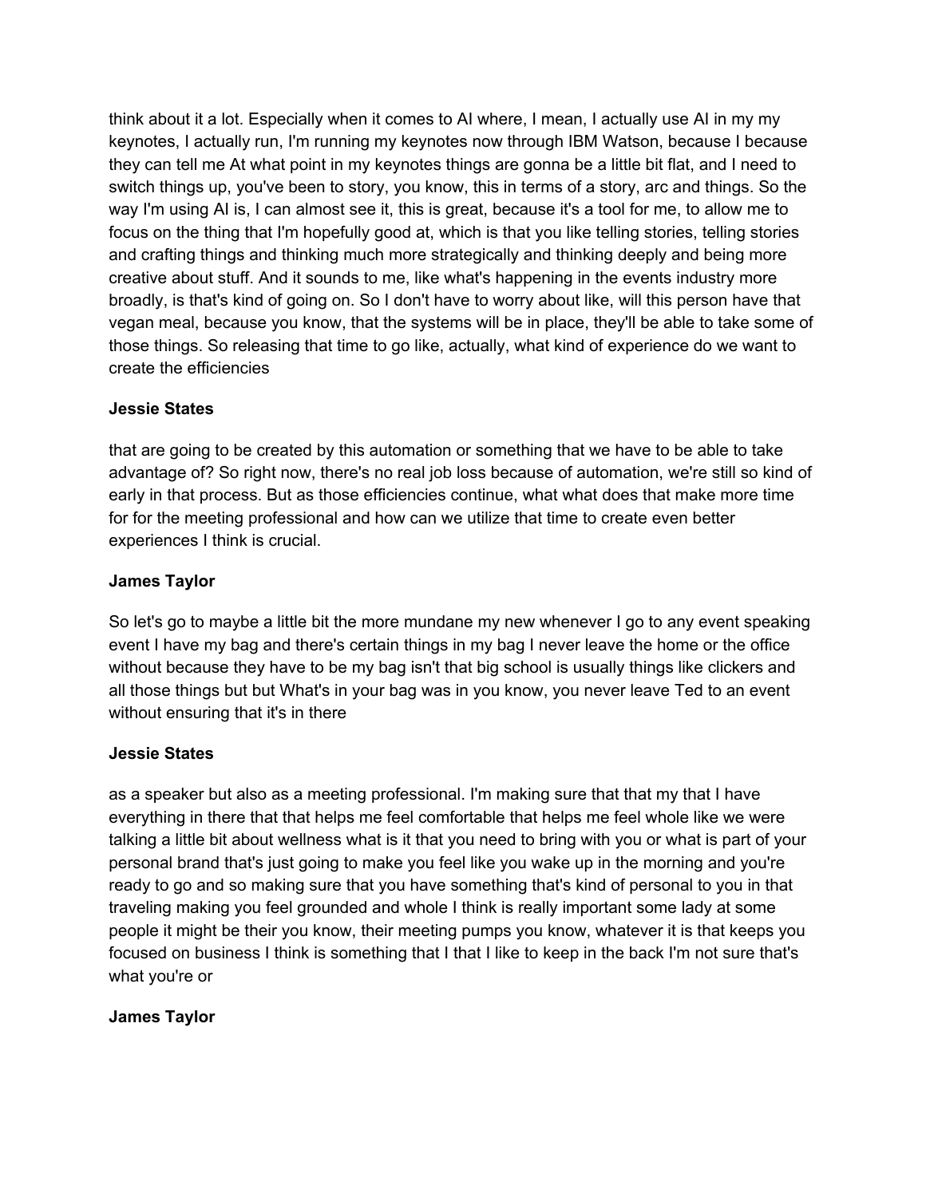think about it a lot. Especially when it comes to AI where, I mean, I actually use AI in my my keynotes, I actually run, I'm running my keynotes now through IBM Watson, because I because they can tell me At what point in my keynotes things are gonna be a little bit flat, and I need to switch things up, you've been to story, you know, this in terms of a story, arc and things. So the way I'm using AI is, I can almost see it, this is great, because it's a tool for me, to allow me to focus on the thing that I'm hopefully good at, which is that you like telling stories, telling stories and crafting things and thinking much more strategically and thinking deeply and being more creative about stuff. And it sounds to me, like what's happening in the events industry more broadly, is that's kind of going on. So I don't have to worry about like, will this person have that vegan meal, because you know, that the systems will be in place, they'll be able to take some of those things. So releasing that time to go like, actually, what kind of experience do we want to create the efficiencies

**Jessie States**

that are going to be created by this automation or something that we have to be able to take advantage of? So right now, there's no real job loss because of automation, we're still so kind of early in that process. But as those efficiencies continue, what what does that make more time for for the meeting professional and how can we utilize that time to create even better experiences I think is crucial.

**James Taylor**

So let's go to maybe a little bit the more mundane my new whenever I go to any event speaking event I have my bag and there's certain things in my bag I never leave the home or the office without because they have to be my bag isn't that big school is usually things like clickers and all those things but but What's in your bag was in you know, you never leave Ted to an event without ensuring that it's in there

**Jessie States**

as a speaker but also as a meeting professional. I'm making sure that that my that I have everything in there that that helps me feel comfortable that helps me feel whole like we were talking a little bit about wellness what is it that you need to bring with you or what is part of your personal brand that's just going to make you feel like you wake up in the morning and you're ready to go and so making sure that you have something that's kind of personal to you in that traveling making you feel grounded and whole I think is really important some lady at some people it might be their you know, their meeting pumps you know, whatever it is that keeps you focused on business I think is something that I that I like to keep in the back I'm not sure that's what you're or

**James Taylor**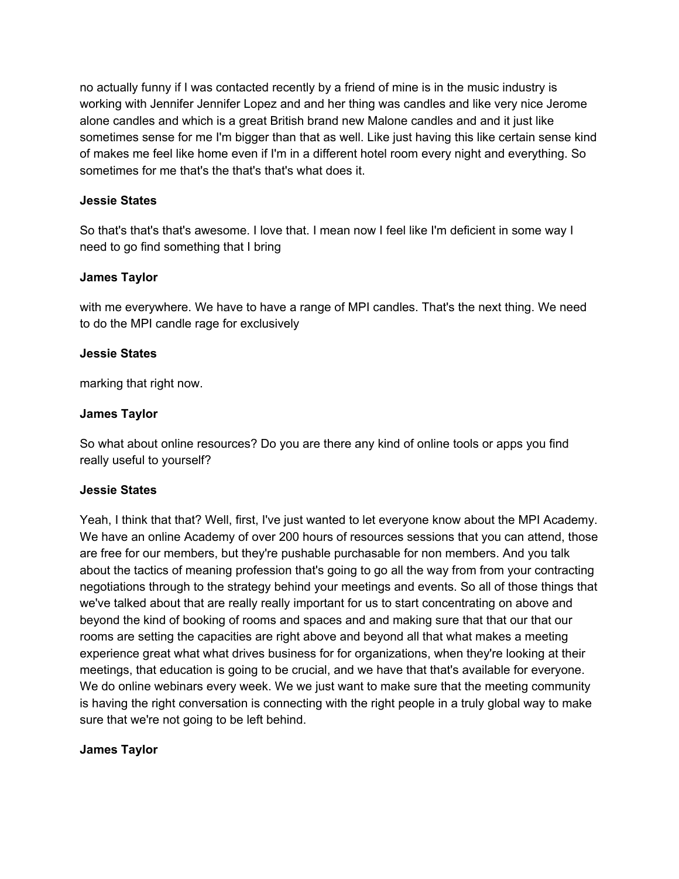no actually funny if I was contacted recently by a friend of mine is in the music industry is working with Jennifer Jennifer Lopez and and her thing was candles and like very nice Jerome alone candles and which is a great British brand new Malone candles and and it just like sometimes sense for me I'm bigger than that as well. Like just having this like certain sense kind of makes me feel like home even if I'm in a different hotel room every night and everything. So sometimes for me that's the that's that's what does it.

**Jessie States**

So that's that's that's awesome. I love that. I mean now I feel like I'm deficient in some way I need to go find something that I bring

**James Taylor**

with me everywhere. We have to have a range of MPI candles. That's the next thing. We need to do the MPI candle rage for exclusively

**Jessie States**

marking that right now.

**James Taylor**

So what about online resources? Do you are there any kind of online tools or apps you find really useful to yourself?

**Jessie States**

Yeah, I think that that? Well, first, I've just wanted to let everyone know about the MPI Academy. We have an online Academy of over 200 hours of resources sessions that you can attend, those are free for our members, but they're pushable purchasable for non members. And you talk about the tactics of meaning profession that's going to go all the way from from your contracting negotiations through to the strategy behind your meetings and events. So all of those things that we've talked about that are really really important for us to start concentrating on above and beyond the kind of booking of rooms and spaces and and making sure that that our that our rooms are setting the capacities are right above and beyond all that what makes a meeting experience great what what drives business for for organizations, when they're looking at their meetings, that education is going to be crucial, and we have that that's available for everyone. We do online webinars every week. We we just want to make sure that the meeting community is having the right conversation is connecting with the right people in a truly global way to make sure that we're not going to be left behind.

**James Taylor**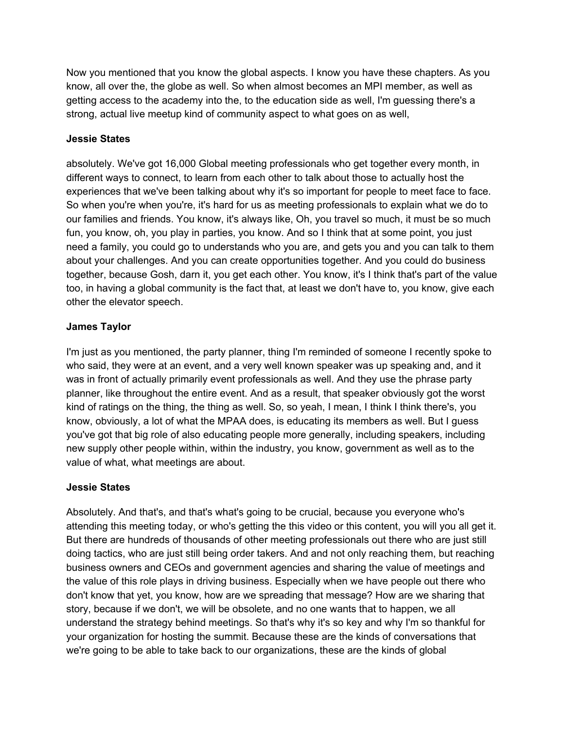Now you mentioned that you know the global aspects. I know you have these chapters. As you know, all over the, the globe as well. So when almost becomes an MPI member, as well as getting access to the academy into the, to the education side as well, I'm guessing there's a strong, actual live meetup kind of community aspect to what goes on as well,

**Jessie States**

absolutely. We've got 16,000 Global meeting professionals who get together every month, in different ways to connect, to learn from each other to talk about those to actually host the experiences that we've been talking about why it's so important for people to meet face to face. So when you're when you're, it's hard for us as meeting professionals to explain what we do to our families and friends. You know, it's always like, Oh, you travel so much, it must be so much fun, you know, oh, you play in parties, you know. And so I think that at some point, you just need a family, you could go to understands who you are, and gets you and you can talk to them about your challenges. And you can create opportunities together. And you could do business together, because Gosh, darn it, you get each other. You know, it's I think that's part of the value too, in having a global community is the fact that, at least we don't have to, you know, give each other the elevator speech.

**James Taylor**

I'm just as you mentioned, the party planner, thing I'm reminded of someone I recently spoke to who said, they were at an event, and a very well known speaker was up speaking and, and it was in front of actually primarily event professionals as well. And they use the phrase party planner, like throughout the entire event. And as a result, that speaker obviously got the worst kind of ratings on the thing, the thing as well. So, so yeah, I mean, I think I think there's, you know, obviously, a lot of what the MPAA does, is educating its members as well. But I guess you've got that big role of also educating people more generally, including speakers, including new supply other people within, within the industry, you know, government as well as to the value of what, what meetings are about.

**Jessie States**

Absolutely. And that's, and that's what's going to be crucial, because you everyone who's attending this meeting today, or who's getting the this video or this content, you will you all get it. But there are hundreds of thousands of other meeting professionals out there who are just still doing tactics, who are just still being order takers. And and not only reaching them, but reaching business owners and CEOs and government agencies and sharing the value of meetings and the value of this role plays in driving business. Especially when we have people out there who don't know that yet, you know, how are we spreading that message? How are we sharing that story, because if we don't, we will be obsolete, and no one wants that to happen, we all understand the strategy behind meetings. So that's why it's so key and why I'm so thankful for your organization for hosting the summit. Because these are the kinds of conversations that we're going to be able to take back to our organizations, these are the kinds of global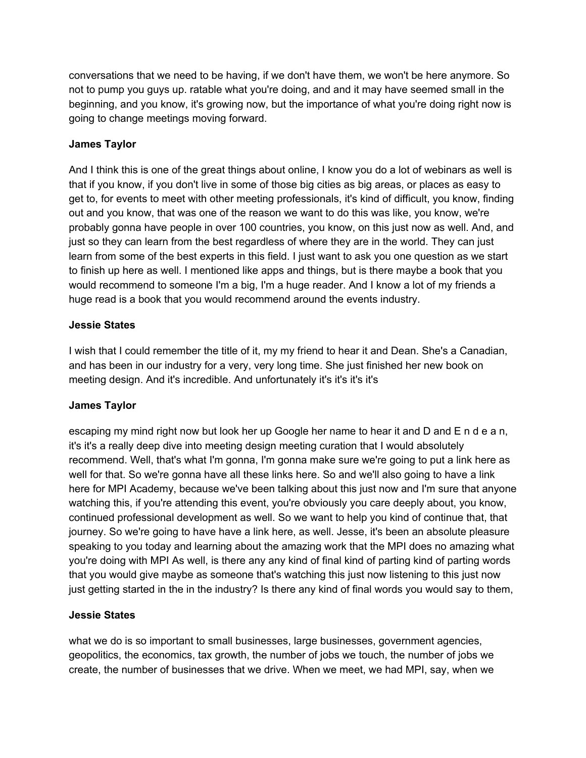conversations that we need to be having, if we don't have them, we won't be here anymore. So not to pump you guys up. ratable what you're doing, and and it may have seemed small in the beginning, and you know, it's growing now, but the importance of what you're doing right now is going to change meetings moving forward.

**James Taylor**

And I think this is one of the great things about online, I know you do a lot of webinars as well is that if you know, if you don't live in some of those big cities as big areas, or places as easy to get to, for events to meet with other meeting professionals, it's kind of difficult, you know, finding out and you know, that was one of the reason we want to do this was like, you know, we're probably gonna have people in over 100 countries, you know, on this just now as well. And, and just so they can learn from the best regardless of where they are in the world. They can just learn from some of the best experts in this field. I just want to ask you one question as we start to finish up here as well. I mentioned like apps and things, but is there maybe a book that you would recommend to someone I'm a big, I'm a huge reader. And I know a lot of my friends a huge read is a book that you would recommend around the events industry.

**Jessie States**

I wish that I could remember the title of it, my my friend to hear it and Dean. She's a Canadian, and has been in our industry for a very, very long time. She just finished her new book on meeting design. And it's incredible. And unfortunately it's it's it's it's

**James Taylor**

escaping my mind right now but look her up Google her name to hear it and D and E n d e a n, it's it's a really deep dive into meeting design meeting curation that I would absolutely recommend. Well, that's what I'm gonna, I'm gonna make sure we're going to put a link here as well for that. So we're gonna have all these links here. So and we'll also going to have a link here for MPI Academy, because we've been talking about this just now and I'm sure that anyone watching this, if you're attending this event, you're obviously you care deeply about, you know, continued professional development as well. So we want to help you kind of continue that, that journey. So we're going to have have a link here, as well. Jesse, it's been an absolute pleasure speaking to you today and learning about the amazing work that the MPI does no amazing what you're doing with MPI As well, is there any any kind of final kind of parting kind of parting words that you would give maybe as someone that's watching this just now listening to this just now just getting started in the in the industry? Is there any kind of final words you would say to them,

**Jessie States**

what we do is so important to small businesses, large businesses, government agencies, geopolitics, the economics, tax growth, the number of jobs we touch, the number of jobs we create, the number of businesses that we drive. When we meet, we had MPI, say, when we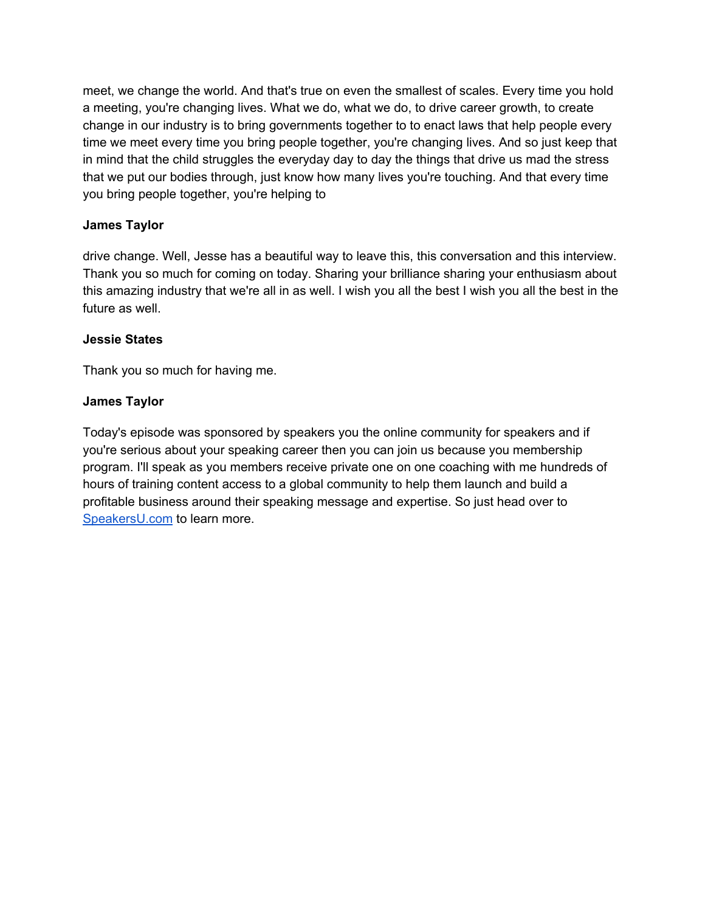meet, we change the world. And that's true on even the smallest of scales. Every time you hold a meeting, you're changing lives. What we do, what we do, to drive career growth, to create change in our industry is to bring governments together to to enact laws that help people every time we meet every time you bring people together, you're changing lives. And so just keep that in mind that the child struggles the everyday day to day the things that drive us mad the stress that we put our bodies through, just know how many lives you're touching. And that every time you bring people together, you're helping to

**James Taylor**

drive change. Well, Jesse has a beautiful way to leave this, this conversation and this interview. Thank you so much for coming on today. Sharing your brilliance sharing your enthusiasm about this amazing industry that we're all in as well. I wish you all the best I wish you all the best in the future as well.

**Jessie States**

Thank you so much for having me.

**James Taylor**

Today's episode was sponsored by speakers you the online community for speakers and if you're serious about your speaking career then you can join us because you membership program. I'll speak as you members receive private one on one coaching with me hundreds of hours of training content access to a global community to help them launch and build a profitable business around their speaking message and expertise. So just head over to [SpeakersU.com](http://SpeakersU.com) to learn more.